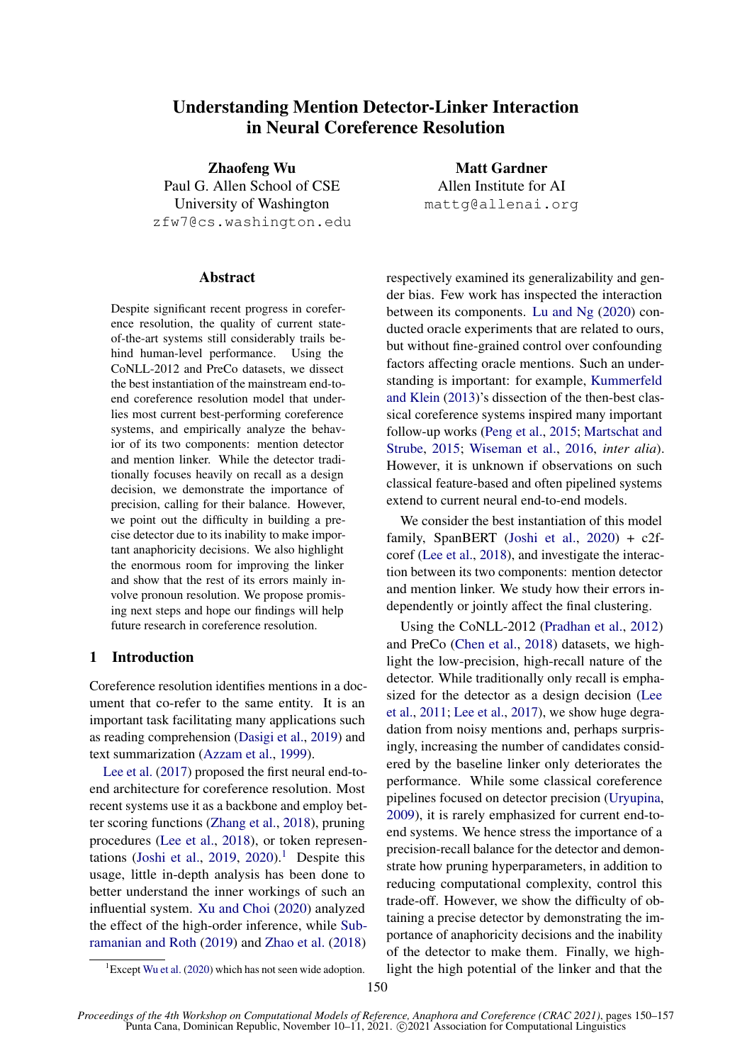# Understanding Mention Detector-Linker Interaction in Neural Coreference Resolution

**Zhaofeng Wu**
Paul G. Allen School of CSE
University of Washington
zfw7@cs.washington.edu

**Matt Gardner**
Allen Institute for AI
mattg@allenai.org

## Abstract

Despite significant recent progress in coreference resolution, the quality of current state-of-the-art systems still considerably trails behind human-level performance. Using the CoNLL-2012 and PreCo datasets, we dissect the best instantiation of the mainstream end-to-end coreference resolution model that underlies most current best-performing coreference systems, and empirically analyze the behavior of its two components: mention detector and mention linker. While the detector traditionally focuses heavily on recall as a design decision, we demonstrate the importance of precision, calling for their balance. However, we point out the difficulty in building a precise detector due to its inability to make important anaphoricity decisions. We also highlight the enormous room for improving the linker and show that the rest of its errors mainly involve pronoun resolution. We propose promising next steps and hope our findings will help future research in coreference resolution.

## 1 Introduction

Coreference resolution identifies mentions in a document that co-refer to the same entity. It is an important task facilitating many applications such as reading comprehension (Dasigi et al., 2019) and text summarization (Azzam et al., 1999).

Lee et al. (2017) proposed the first neural end-to-end architecture for coreference resolution. Most recent systems use it as a backbone and employ better scoring functions (Zhang et al., 2018), pruning procedures (Lee et al., 2018), or token representations (Joshi et al., 2019, 2020).[1] Despite this usage, little in-depth analysis has been done to better understand the inner workings of such an influential system. Xu and Choi (2020) analyzed the effect of the high-order inference, while Subramanian and Roth (2019) and Zhao et al. (2018) respectively examined its generalizability and gender bias. Few work has inspected the interaction between its components. Lu and Ng (2020) conducted oracle experiments that are related to ours, but without fine-grained control over confounding factors affecting oracle mentions. Such an understanding is important: for example, Kummerfeld and Klein (2013)'s dissection of the then-best classical coreference systems inspired many important follow-up works (Peng et al., 2015; Martschat and Strube, 2015; Wiseman et al., 2016, *inter alia*). However, it is unknown if observations on such classical feature-based and often pipelined systems extend to current neural end-to-end models.

We consider the best instantiation of this model family, SpanBERT (Joshi et al., 2020) + c2f-coref (Lee et al., 2018), and investigate the interaction between its two components: mention detector and mention linker. We study how their errors independently or jointly affect the final clustering.

Using the CoNLL-2012 (Pradhan et al., 2012) and PreCo (Chen et al., 2018) datasets, we highlight the low-precision, high-recall nature of the detector. While traditionally only recall is emphasized for the detector as a design decision (Lee et al., 2011; Lee et al., 2017), we show huge degradation from noisy mentions and, perhaps surprisingly, increasing the number of candidates considered by the baseline linker only deteriorates the performance. While some classical coreference pipelines focused on detector precision (Uryupina, 2009), it is rarely emphasized for current end-to-end systems. We hence stress the importance of a precision-recall balance for the detector and demonstrate how pruning hyperparameters, in addition to reducing computational complexity, control this trade-off. However, we show the difficulty of obtaining a precise detector by demonstrating the importance of anaphoricity decisions and the inability of the detector to make them. Finally, we highlight the high potential of the linker and that the

[1] Except Wu et al. (2020) which has not seen wide adoption.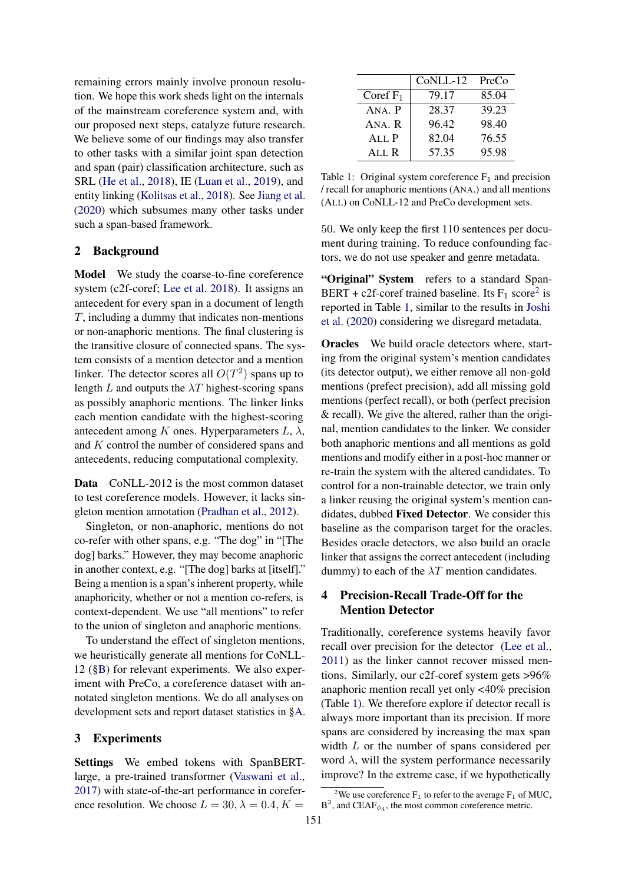remaining errors mainly involve pronoun resolution. We hope this work sheds light on the internals of the mainstream coreference system and, with our proposed next steps, catalyze future research. We believe some of our findings may also transfer to other tasks with a similar joint span detection and span (pair) classification architecture, such as SRL (He et al., 2018), IE (Luan et al., 2019), and entity linking (Kolitsas et al., 2018). See Jiang et al. (2020) which subsumes many other tasks under such a span-based framework.

## 2 Background

**Model** We study the coarse-to-fine coreference system (c2f-coref; Lee et al. 2018). It assigns an antecedent for every span in a document of length $T$, including a dummy that indicates non-mentions or non-anaphoric mentions. The final clustering is the transitive closure of connected spans. The system consists of a mention detector and a mention linker. The detector scores all $O(T^2)$ spans up to length $L$ and outputs the $\lambda T$ highest-scoring spans as possibly anaphoric mentions. The linker links each mention candidate with the highest-scoring antecedent among $K$ ones. Hyperparameters $L$, $\lambda$, and $K$ control the number of considered spans and antecedents, reducing computational complexity.

**Data** CoNLL-2012 is the most common dataset to test coreference models. However, it lacks singleton mention annotation (Pradhan et al., 2012).

Singleton, or non-anaphoric, mentions do not co-refer with other spans, e.g. "The dog" in "[The dog] barks." However, they may become anaphoric in another context, e.g. "[The dog] barks at [itself]." Being a mention is a span's inherent property, while anaphoricity, whether or not a mention co-refers, is context-dependent. We use "all mentions" to refer to the union of singleton and anaphoric mentions.

To understand the effect of singleton mentions, we heuristically generate all mentions for CoNLL-12 (§B) for relevant experiments. We also experiment with PreCo, a coreference dataset with annotated singleton mentions. We do all analyses on development sets and report dataset statistics in §A.

## 3 Experiments

**Settings** We embed tokens with SpanBERT-large, a pre-trained transformer (Vaswani et al., 2017) with state-of-the-art performance in coreference resolution. We choose $L = 30, \lambda = 0.4, K = 50$. We only keep the first 110 sentences per document during training. To reduce confounding factors, we do not use speaker and genre metadata.

| | CoNLL-12 | PreCo |
|---|---|---|
| Coref $F_1$ | 79.17 | 85.04 |
| ANA. P | 28.37 | 39.23 |
| ANA. R | 96.42 | 98.40 |
| ALL P | 82.04 | 76.55 |
| ALL R | 57.35 | 95.98 |

Table 1: Original system coreference $F_1$ and precision / recall for anaphoric mentions (ANA.) and all mentions (ALL) on CoNLL-12 and PreCo development sets.

**"Original" System** refers to a standard SpanBERT + c2f-coref trained baseline. Its $F_1$ score[2] is reported in Table 1, similar to the results in Joshi et al. (2020) considering we disregard metadata.

**Oracles** We build oracle detectors where, starting from the original system's mention candidates (its detector output), we either remove all non-gold mentions (prefect precision), add all missing gold mentions (perfect recall), or both (perfect precision & recall). We give the altered, rather than the original, mention candidates to the linker. We consider both anaphoric mentions and all mentions as gold mentions and modify either in a post-hoc manner or re-train the system with the altered candidates. To control for a non-trainable detector, we train only a linker reusing the original system's mention candidates, dubbed **Fixed Detector**. We consider this baseline as the comparison target for the oracles. Besides oracle detectors, we also build an oracle linker that assigns the correct antecedent (including dummy) to each of the $\lambda T$ mention candidates.

## 4 Precision-Recall Trade-Off for the Mention Detector

Traditionally, coreference systems heavily favor recall over precision for the detector (Lee et al., 2011) as the linker cannot recover missed mentions. Similarly, our c2f-coref system gets >96% anaphoric mention recall yet only <40% precision (Table 1). We therefore explore if detector recall is always more important than its precision. If more spans are considered by increasing the max span width $L$ or the number of spans considered per word $\lambda$, will the system performance necessarily improve? In the extreme case, if we hypothetically

[2] We use coreference $F_1$ to refer to the average $F_1$ of MUC, $B^3$, and $CEAF_{\phi_4}$, the most common coreference metric.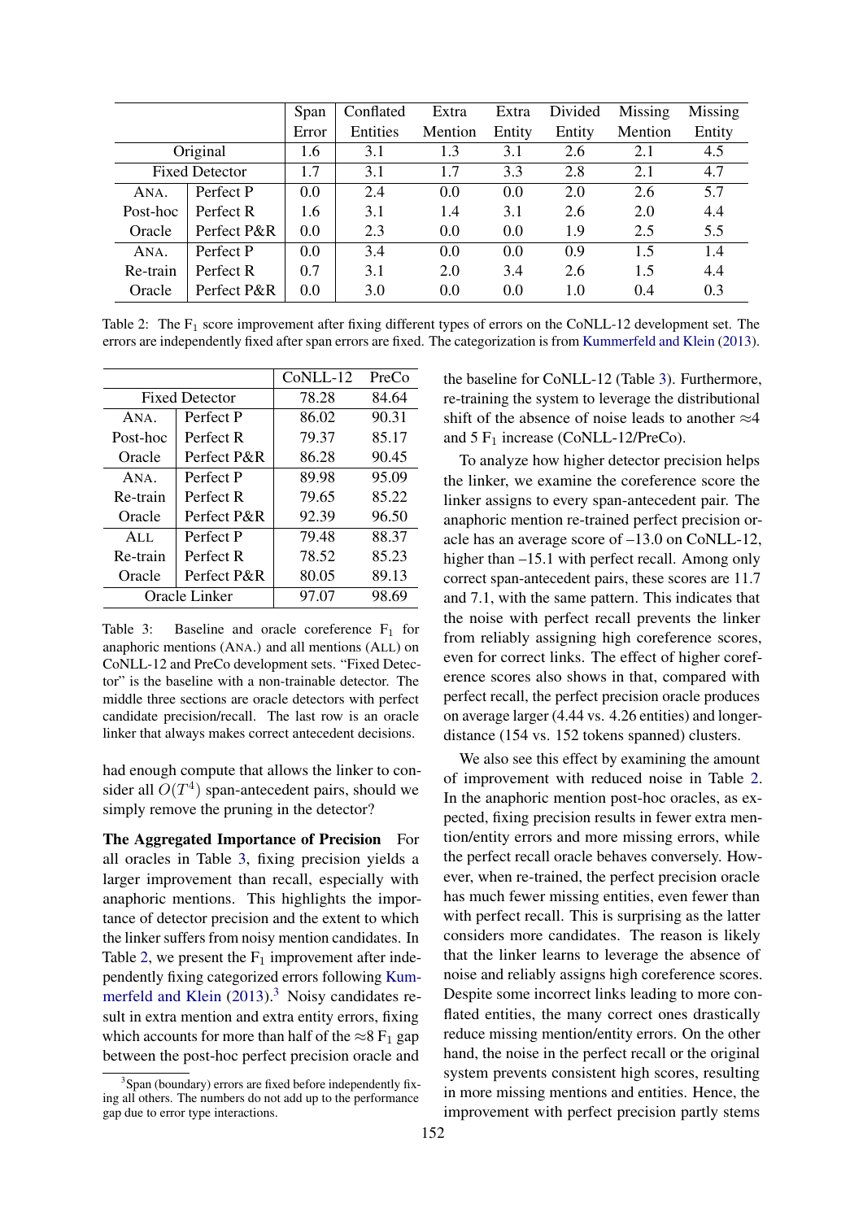| | | Span Error | Conflated Entities | Extra Mention | Extra Entity | Divided Entity | Missing Mention | Missing Entity |
|---|---|---|---|---|---|---|---|---|
| Original | | 1.6 | 3.1 | 1.3 | 3.1 | 2.6 | 2.1 | 4.5 |
| Fixed Detector | | 1.7 | 3.1 | 1.7 | 3.3 | 2.8 | 2.1 | 4.7 |
| ANA. | Perfect P | 0.0 | 2.4 | 0.0 | 0.0 | 2.0 | 2.6 | 5.7 |
| Post-hoc | Perfect R | 1.6 | 3.1 | 1.4 | 3.1 | 2.6 | 2.0 | 4.4 |
| Oracle | Perfect P&R | 0.0 | 2.3 | 0.0 | 0.0 | 1.9 | 2.5 | 5.5 |
| ANA. | Perfect P | 0.0 | 3.4 | 0.0 | 0.0 | 0.9 | 1.5 | 1.4 |
| Re-train | Perfect R | 0.7 | 3.1 | 2.0 | 3.4 | 2.6 | 1.5 | 4.4 |
| Oracle | Perfect P&R | 0.0 | 3.0 | 0.0 | 0.0 | 1.0 | 0.4 | 0.3 |

Table 2: The $F_1$ score improvement after fixing different types of errors on the CoNLL-12 development set. The errors are independently fixed after span errors are fixed. The categorization is from Kummerfeld and Klein (2013).

| | | CoNLL-12 | PreCo |
|---|---|---|---|
| Fixed Detector | | 78.28 | 84.64 |
| ANA. | Perfect P | 86.02 | 90.31 |
| Post-hoc | Perfect R | 79.37 | 85.17 |
| Oracle | Perfect P&R | 86.28 | 90.45 |
| ANA. | Perfect P | 89.98 | 95.09 |
| Re-train | Perfect R | 79.65 | 85.22 |
| Oracle | Perfect P&R | 92.39 | 96.50 |
| ALL | Perfect P | 79.48 | 88.37 |
| Re-train | Perfect R | 78.52 | 85.23 |
| Oracle | Perfect P&R | 80.05 | 89.13 |
| Oracle Linker | | 97.07 | 98.69 |

Table 3: Baseline and oracle coreference $F_1$ for anaphoric mentions (ANA.) and all mentions (ALL) on CoNLL-12 and PreCo development sets. "Fixed Detector" is the baseline with a non-trainable detector. The middle three sections are oracle detectors with perfect candidate precision/recall. The last row is an oracle linker that always makes correct antecedent decisions.

had enough compute that allows the linker to consider all $O(T^4)$ span-antecedent pairs, should we simply remove the pruning in the detector?

**The Aggregated Importance of Precision** For all oracles in Table 3, fixing precision yields a larger improvement than recall, especially with anaphoric mentions. This highlights the importance of detector precision and the extent to which the linker suffers from noisy mention candidates. In Table 2, we present the $F_1$ improvement after independently fixing categorized errors following Kummerfeld and Klein (2013).[3] Noisy candidates result in extra mention and extra entity errors, fixing which accounts for more than half of the $\approx$8 $F_1$ gap between the post-hoc perfect precision oracle and the baseline for CoNLL-12 (Table 3). Furthermore, re-training the system to leverage the distributional shift of the absence of noise leads to another $\approx$4 and 5 $F_1$ increase (CoNLL-12/PreCo).

To analyze how higher detector precision helps the linker, we examine the coreference score the linker assigns to every span-antecedent pair. The anaphoric mention re-trained perfect precision oracle has an average score of –13.0 on CoNLL-12, higher than –15.1 with perfect recall. Among only correct span-antecedent pairs, these scores are 11.7 and 7.1, with the same pattern. This indicates that the noise with perfect recall prevents the linker from reliably assigning high coreference scores, even for correct links. The effect of higher coreference scores also shows in that, compared with perfect recall, the perfect precision oracle produces on average larger (4.44 vs. 4.26 entities) and longer-distance (154 vs. 152 tokens spanned) clusters.

We also see this effect by examining the amount of improvement with reduced noise in Table 2. In the anaphoric mention post-hoc oracles, as expected, fixing precision results in fewer extra mention/entity errors and more missing errors, while the perfect recall oracle behaves conversely. However, when re-trained, the perfect precision oracle has much fewer missing entities, even fewer than with perfect recall. This is surprising as the latter considers more candidates. The reason is likely that the linker learns to leverage the absence of noise and reliably assigns high coreference scores. Despite some incorrect links leading to more conflated entities, the many correct ones drastically reduce missing mention/entity errors. On the other hand, the noise in the perfect recall or the original system prevents consistent high scores, resulting in more missing mentions and entities. Hence, the improvement with perfect precision partly stems

[3] Span (boundary) errors are fixed before independently fixing all others. The numbers do not add up to the performance gap due to error type interactions.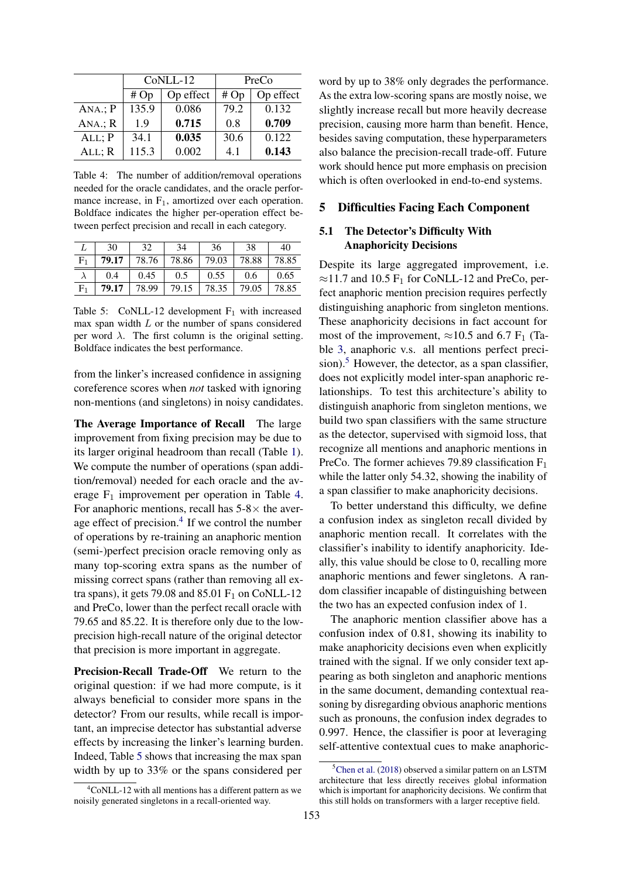|  | CoNLL-12 |  | PreCo |  |
|---|---|---|---|---|
|  | # Op | Op effect | # Op | Op effect |
| ANA.; P | 135.9 | 0.086 | 79.2 | 0.132 |
| ANA.; R | 1.9 | **0.715** | 0.8 | **0.709** |
| ALL; P | 34.1 | **0.035** | 30.6 | 0.122 |
| ALL; R | 115.3 | 0.002 | 4.1 | **0.143** |

Table 4: The number of addition/removal operations needed for the oracle candidates, and the oracle performance increase, in $F_1$, amortized over each operation. Boldface indicates the higher per-operation effect between perfect precision and recall in each category.

| $L$ | 30 | 32 | 34 | 36 | 38 | 40 |
|---|---|---|---|---|---|---|
| $F_1$ | **79.17** | 78.76 | 78.86 | 79.03 | 78.88 | 78.85 |
| $\lambda$ | 0.4 | 0.45 | 0.5 | 0.55 | 0.6 | 0.65 |
| $F_1$ | **79.17** | 78.99 | 79.15 | 78.35 | 79.05 | 78.85 |

Table 5: CoNLL-12 development $F_1$ with increased max span width $L$ or the number of spans considered per word $\lambda$. The first column is the original setting. Boldface indicates the best performance.

from the linker's increased confidence in assigning coreference scores when *not* tasked with ignoring non-mentions (and singletons) in noisy candidates.

**The Average Importance of Recall** The large improvement from fixing precision may be due to its larger original headroom than recall (Table 1). We compute the number of operations (span addition/removal) needed for each oracle and the average $F_1$ improvement per operation in Table 4. For anaphoric mentions, recall has 5-8× the average effect of precision.[4] If we control the number of operations by re-training an anaphoric mention (semi-)perfect precision oracle removing only as many top-scoring extra spans as the number of missing correct spans (rather than removing all extra spans), it gets 79.08 and 85.01 $F_1$ on CoNLL-12 and PreCo, lower than the perfect recall oracle with 79.65 and 85.22. It is therefore only due to the low-precision high-recall nature of the original detector that precision is more important in aggregate.

**Precision-Recall Trade-Off** We return to the original question: if we had more compute, is it always beneficial to consider more spans in the detector? From our results, while recall is important, an imprecise detector has substantial adverse effects by increasing the linker's learning burden. Indeed, Table 5 shows that increasing the max span width by up to 33% or the spans considered per word by up to 38% only degrades the performance. As the extra low-scoring spans are mostly noise, we slightly increase recall but more heavily decrease precision, causing more harm than benefit. Hence, besides saving computation, these hyperparameters also balance the precision-recall trade-off. Future work should hence put more emphasis on precision which is often overlooked in end-to-end systems.

## 5 Difficulties Facing Each Component

### 5.1 The Detector's Difficulty With Anaphoricity Decisions

Despite its large aggregated improvement, i.e. ≈11.7 and 10.5 $F_1$ for CoNLL-12 and PreCo, perfect anaphoric mention precision requires perfectly distinguishing anaphoric from singleton mentions. These anaphoricity decisions in fact account for most of the improvement, ≈10.5 and 6.7 $F_1$ (Table 3, anaphoric v.s. all mentions perfect precision).[5] However, the detector, as a span classifier, does not explicitly model inter-span anaphoric relationships. To test this architecture's ability to distinguish anaphoric from singleton mentions, we build two span classifiers with the same structure as the detector, supervised with sigmoid loss, that recognize all mentions and anaphoric mentions in PreCo. The former achieves 79.89 classification $F_1$ while the latter only 54.32, showing the inability of a span classifier to make anaphoricity decisions.

To better understand this difficulty, we define a confusion index as singleton recall divided by anaphoric mention recall. It correlates with the classifier's inability to identify anaphoricity. Ideally, this value should be close to 0, recalling more anaphoric mentions and fewer singletons. A random classifier incapable of distinguishing between the two has an expected confusion index of 1.

The anaphoric mention classifier above has a confusion index of 0.81, showing its inability to make anaphoricity decisions even when explicitly trained with the signal. If we only consider text appearing as both singleton and anaphoric mentions in the same document, demanding contextual reasoning by disregarding obvious anaphoric mentions such as pronouns, the confusion index degrades to 0.997. Hence, the classifier is poor at leveraging self-attentive contextual cues to make anaphoric-

[4] CoNLL-12 with all mentions has a different pattern as we noisily generated singletons in a recall-oriented way.

[5] Chen et al. (2018) observed a similar pattern on an LSTM architecture that less directly receives global information which is important for anaphoricity decisions. We confirm that this still holds on transformers with a larger receptive field.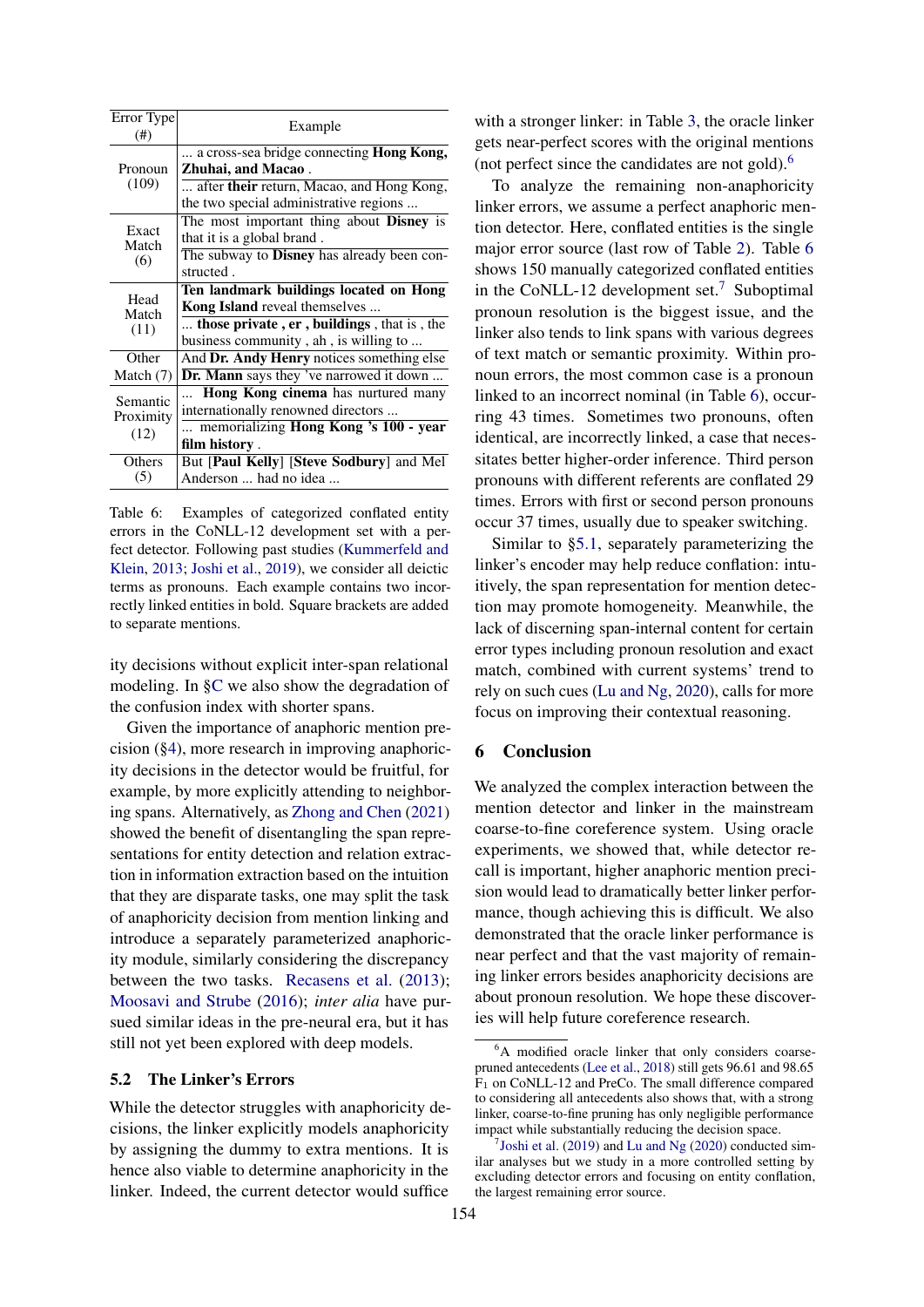| Error Type (#) | Example |
|---|---|
| Pronoun (109) | ... a cross-sea bridge connecting **Hong Kong, Zhuhai, and Macao** . |
| | ... after **their** return, Macao, and Hong Kong, the two special administrative regions ... |
| Exact Match (6) | The most important thing about **Disney** is that it is a global brand . |
| | The subway to **Disney** has already been constructed . |
| Head Match (11) | **Ten landmark buildings located on Hong Kong Island** reveal themselves ... |
| | ... **those private , er , buildings** , that is , the business community , ah , is willing to ... |
| Other Match (7) | And **Dr. Andy Henry** notices something else |
| | **Dr. Mann** says they 've narrowed it down ... |
| Semantic Proximity (12) | ... **Hong Kong cinema** has nurtured many internationally renowned directors ... |
| | ... memorializing **Hong Kong 's 100 - year film history** . |
| Others (5) | But [**Paul Kelly**] [**Steve Sodbury**] and Mel Anderson ... had no idea ... |

Table 6: Examples of categorized conflated entity errors in the CoNLL-12 development set with a perfect detector. Following past studies (Kummerfeld and Klein, 2013; Joshi et al., 2019), we consider all deictic terms as pronouns. Each example contains two incorrectly linked entities in bold. Square brackets are added to separate mentions.

ity decisions without explicit inter-span relational modeling. In §C we also show the degradation of the confusion index with shorter spans.

Given the importance of anaphoric mention precision (§4), more research in improving anaphoricity decisions in the detector would be fruitful, for example, by more explicitly attending to neighboring spans. Alternatively, as Zhong and Chen (2021) showed the benefit of disentangling the span representations for entity detection and relation extraction in information extraction based on the intuition that they are disparate tasks, one may split the task of anaphoricity decision from mention linking and introduce a separately parameterized anaphoricity module, similarly considering the discrepancy between the two tasks. Recasens et al. (2013); Moosavi and Strube (2016); *inter alia* have pursued similar ideas in the pre-neural era, but it has still not yet been explored with deep models.

### 5.2 The Linker's Errors

While the detector struggles with anaphoricity decisions, the linker explicitly models anaphoricity by assigning the dummy to extra mentions. It is hence also viable to determine anaphoricity in the linker. Indeed, the current detector would suffice with a stronger linker: in Table 3, the oracle linker gets near-perfect scores with the original mentions (not perfect since the candidates are not gold).[6]

To analyze the remaining non-anaphoricity linker errors, we assume a perfect anaphoric mention detector. Here, conflated entities is the single major error source (last row of Table 2). Table 6 shows 150 manually categorized conflated entities in the CoNLL-12 development set.[7] Suboptimal pronoun resolution is the biggest issue, and the linker also tends to link spans with various degrees of text match or semantic proximity. Within pronoun errors, the most common case is a pronoun linked to an incorrect nominal (in Table 6), occurring 43 times. Sometimes two pronouns, often identical, are incorrectly linked, a case that necessitates better higher-order inference. Third person pronouns with different referents are conflated 29 times. Errors with first or second person pronouns occur 37 times, usually due to speaker switching.

Similar to §5.1, separately parameterizing the linker's encoder may help reduce conflation: intuitively, the span representation for mention detection may promote homogeneity. Meanwhile, the lack of discerning span-internal content for certain error types including pronoun resolution and exact match, combined with current systems' trend to rely on such cues (Lu and Ng, 2020), calls for more focus on improving their contextual reasoning.

## 6 Conclusion

We analyzed the complex interaction between the mention detector and linker in the mainstream coarse-to-fine coreference system. Using oracle experiments, we showed that, while detector recall is important, higher anaphoric mention precision would lead to dramatically better linker performance, though achieving this is difficult. We also demonstrated that the oracle linker performance is near perfect and that the vast majority of remaining linker errors besides anaphoricity decisions are about pronoun resolution. We hope these discoveries will help future coreference research.

[6] A modified oracle linker that only considers coarse-pruned antecedents (Lee et al., 2018) still gets 96.61 and 98.65 $F_1$ on CoNLL-12 and PreCo. The small difference compared to considering all antecedents also shows that, with a strong linker, coarse-to-fine pruning has only negligible performance impact while substantially reducing the decision space.

[7] Joshi et al. (2019) and Lu and Ng (2020) conducted similar analyses but we study in a more controlled setting by excluding detector errors and focusing on entity conflation, the largest remaining error source.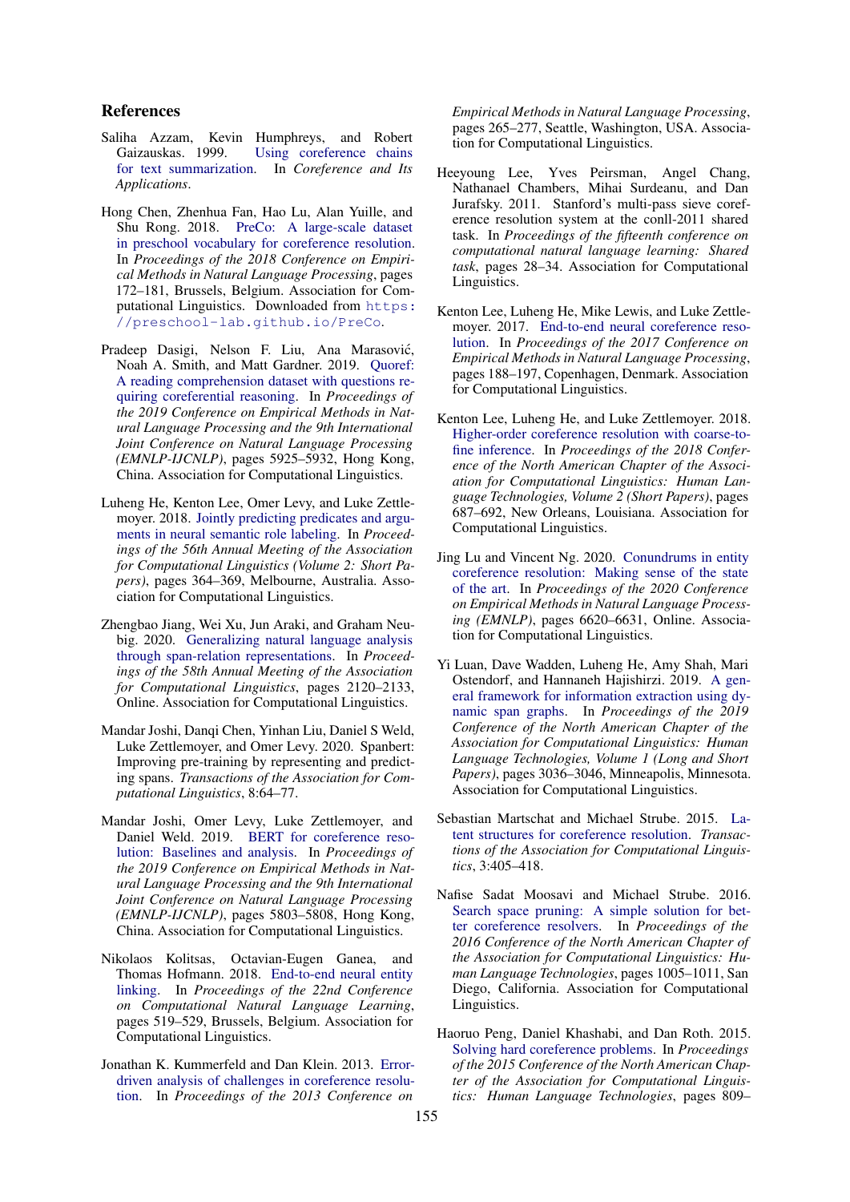## References

Saliha Azzam, Kevin Humphreys, and Robert Gaizauskas. 1999. Using coreference chains for text summarization. In *Coreference and Its Applications*.

Hong Chen, Zhenhua Fan, Hao Lu, Alan Yuille, and Shu Rong. 2018. PreCo: A large-scale dataset in preschool vocabulary for coreference resolution. In *Proceedings of the 2018 Conference on Empirical Methods in Natural Language Processing*, pages 172–181, Brussels, Belgium. Association for Computational Linguistics. Downloaded from https://preschool-lab.github.io/PreCo.

Pradeep Dasigi, Nelson F. Liu, Ana Marasović, Noah A. Smith, and Matt Gardner. 2019. Quoref: A reading comprehension dataset with questions requiring coreferential reasoning. In *Proceedings of the 2019 Conference on Empirical Methods in Natural Language Processing and the 9th International Joint Conference on Natural Language Processing (EMNLP-IJCNLP)*, pages 5925–5932, Hong Kong, China. Association for Computational Linguistics.

Luheng He, Kenton Lee, Omer Levy, and Luke Zettlemoyer. 2018. Jointly predicting predicates and arguments in neural semantic role labeling. In *Proceedings of the 56th Annual Meeting of the Association for Computational Linguistics (Volume 2: Short Papers)*, pages 364–369, Melbourne, Australia. Association for Computational Linguistics.

Zhengbao Jiang, Wei Xu, Jun Araki, and Graham Neubig. 2020. Generalizing natural language analysis through span-relation representations. In *Proceedings of the 58th Annual Meeting of the Association for Computational Linguistics*, pages 2120–2133, Online. Association for Computational Linguistics.

Mandar Joshi, Danqi Chen, Yinhan Liu, Daniel S Weld, Luke Zettlemoyer, and Omer Levy. 2020. Spanbert: Improving pre-training by representing and predicting spans. *Transactions of the Association for Computational Linguistics*, 8:64–77.

Mandar Joshi, Omer Levy, Luke Zettlemoyer, and Daniel Weld. 2019. BERT for coreference resolution: Baselines and analysis. In *Proceedings of the 2019 Conference on Empirical Methods in Natural Language Processing and the 9th International Joint Conference on Natural Language Processing (EMNLP-IJCNLP)*, pages 5803–5808, Hong Kong, China. Association for Computational Linguistics.

Nikolaos Kolitsas, Octavian-Eugen Ganea, and Thomas Hofmann. 2018. End-to-end neural entity linking. In *Proceedings of the 22nd Conference on Computational Natural Language Learning*, pages 519–529, Brussels, Belgium. Association for Computational Linguistics.

Jonathan K. Kummerfeld and Dan Klein. 2013. Error-driven analysis of challenges in coreference resolution. In *Proceedings of the 2013 Conference on Empirical Methods in Natural Language Processing*, pages 265–277, Seattle, Washington, USA. Association for Computational Linguistics.

Heeyoung Lee, Yves Peirsman, Angel Chang, Nathanael Chambers, Mihai Surdeanu, and Dan Jurafsky. 2011. Stanford's multi-pass sieve coreference resolution system at the conll-2011 shared task. In *Proceedings of the fifteenth conference on computational natural language learning: Shared task*, pages 28–34. Association for Computational Linguistics.

Kenton Lee, Luheng He, Mike Lewis, and Luke Zettlemoyer. 2017. End-to-end neural coreference resolution. In *Proceedings of the 2017 Conference on Empirical Methods in Natural Language Processing*, pages 188–197, Copenhagen, Denmark. Association for Computational Linguistics.

Kenton Lee, Luheng He, and Luke Zettlemoyer. 2018. Higher-order coreference resolution with coarse-to-fine inference. In *Proceedings of the 2018 Conference of the North American Chapter of the Association for Computational Linguistics: Human Language Technologies, Volume 2 (Short Papers)*, pages 687–692, New Orleans, Louisiana. Association for Computational Linguistics.

Jing Lu and Vincent Ng. 2020. Conundrums in entity coreference resolution: Making sense of the state of the art. In *Proceedings of the 2020 Conference on Empirical Methods in Natural Language Processing (EMNLP)*, pages 6620–6631, Online. Association for Computational Linguistics.

Yi Luan, Dave Wadden, Luheng He, Amy Shah, Mari Ostendorf, and Hannaneh Hajishirzi. 2019. A general framework for information extraction using dynamic span graphs. In *Proceedings of the 2019 Conference of the North American Chapter of the Association for Computational Linguistics: Human Language Technologies, Volume 1 (Long and Short Papers)*, pages 3036–3046, Minneapolis, Minnesota. Association for Computational Linguistics.

Sebastian Martschat and Michael Strube. 2015. Latent structures for coreference resolution. *Transactions of the Association for Computational Linguistics*, 3:405–418.

Nafise Sadat Moosavi and Michael Strube. 2016. Search space pruning: A simple solution for better coreference resolvers. In *Proceedings of the 2016 Conference of the North American Chapter of the Association for Computational Linguistics: Human Language Technologies*, pages 1005–1011, San Diego, California. Association for Computational Linguistics.

Haoruo Peng, Daniel Khashabi, and Dan Roth. 2015. Solving hard coreference problems. In *Proceedings of the 2015 Conference of the North American Chapter of the Association for Computational Linguistics: Human Language Technologies*, pages 809–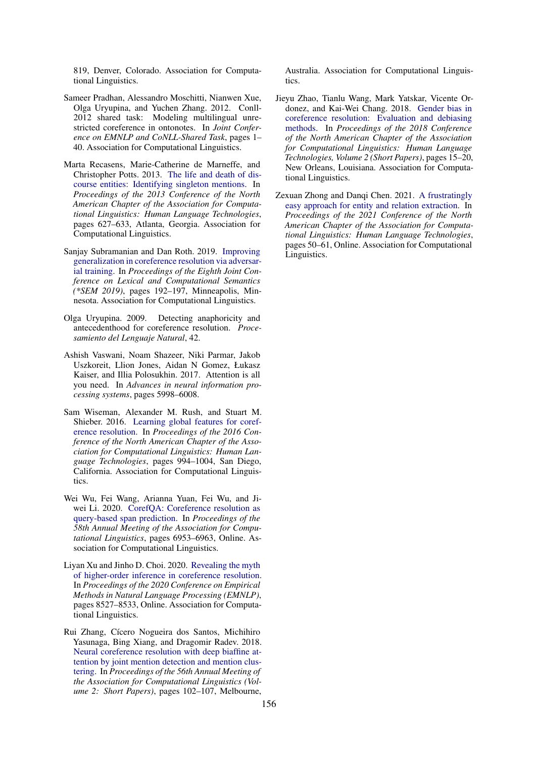819, Denver, Colorado. Association for Computational Linguistics.

Sameer Pradhan, Alessandro Moschitti, Nianwen Xue, Olga Uryupina, and Yuchen Zhang. 2012. Conll-2012 shared task: Modeling multilingual unrestricted coreference in ontonotes. In *Joint Conference on EMNLP and CoNLL-Shared Task*, pages 1–40. Association for Computational Linguistics.

Marta Recasens, Marie-Catherine de Marneffe, and Christopher Potts. 2013. The life and death of discourse entities: Identifying singleton mentions. In *Proceedings of the 2013 Conference of the North American Chapter of the Association for Computational Linguistics: Human Language Technologies*, pages 627–633, Atlanta, Georgia. Association for Computational Linguistics.

Sanjay Subramanian and Dan Roth. 2019. Improving generalization in coreference resolution via adversarial training. In *Proceedings of the Eighth Joint Conference on Lexical and Computational Semantics (\*SEM 2019)*, pages 192–197, Minneapolis, Minnesota. Association for Computational Linguistics.

Olga Uryupina. 2009. Detecting anaphoricity and antecedenthood for coreference resolution. *Procesamiento del Lenguaje Natural*, 42.

Ashish Vaswani, Noam Shazeer, Niki Parmar, Jakob Uszkoreit, Llion Jones, Aidan N Gomez, Łukasz Kaiser, and Illia Polosukhin. 2017. Attention is all you need. In *Advances in neural information processing systems*, pages 5998–6008.

Sam Wiseman, Alexander M. Rush, and Stuart M. Shieber. 2016. Learning global features for coreference resolution. In *Proceedings of the 2016 Conference of the North American Chapter of the Association for Computational Linguistics: Human Language Technologies*, pages 994–1004, San Diego, California. Association for Computational Linguistics.

Wei Wu, Fei Wang, Arianna Yuan, Fei Wu, and Jiwei Li. 2020. CorefQA: Coreference resolution as query-based span prediction. In *Proceedings of the 58th Annual Meeting of the Association for Computational Linguistics*, pages 6953–6963, Online. Association for Computational Linguistics.

Liyan Xu and Jinho D. Choi. 2020. Revealing the myth of higher-order inference in coreference resolution. In *Proceedings of the 2020 Conference on Empirical Methods in Natural Language Processing (EMNLP)*, pages 8527–8533, Online. Association for Computational Linguistics.

Rui Zhang, Cícero Nogueira dos Santos, Michihiro Yasunaga, Bing Xiang, and Dragomir Radev. 2018. Neural coreference resolution with deep biaffine attention by joint mention detection and mention clustering. In *Proceedings of the 56th Annual Meeting of the Association for Computational Linguistics (Volume 2: Short Papers)*, pages 102–107, Melbourne, Australia. Association for Computational Linguistics.

Jieyu Zhao, Tianlu Wang, Mark Yatskar, Vicente Ordonez, and Kai-Wei Chang. 2018. Gender bias in coreference resolution: Evaluation and debiasing methods. In *Proceedings of the 2018 Conference of the North American Chapter of the Association for Computational Linguistics: Human Language Technologies, Volume 2 (Short Papers)*, pages 15–20, New Orleans, Louisiana. Association for Computational Linguistics.

Zexuan Zhong and Danqi Chen. 2021. A frustratingly easy approach for entity and relation extraction. In *Proceedings of the 2021 Conference of the North American Chapter of the Association for Computational Linguistics: Human Language Technologies*, pages 50–61, Online. Association for Computational Linguistics.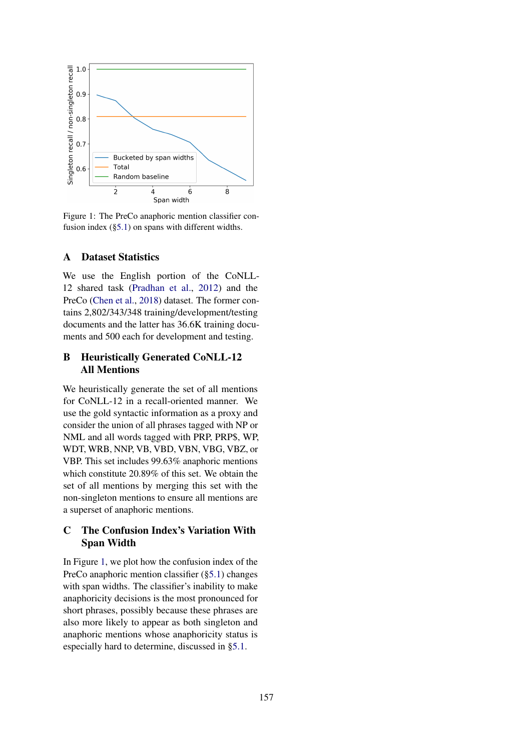Singleton recall / non-singleton recall

1.0
0.9
0.8
0.7
0.6

2
4
6
8

Span width

Bucketed by span widths
Total
Random baseline

Figure 1: The PreCo anaphoric mention classifier confusion index (§5.1) on spans with different widths.

## A Dataset Statistics

We use the English portion of the CoNLL-12 shared task (Pradhan et al., 2012) and the PreCo (Chen et al., 2018) dataset. The former contains 2,802/343/348 training/development/testing documents and the latter has 36.6K training documents and 500 each for development and testing.

## B Heuristically Generated CoNLL-12 All Mentions

We heuristically generate the set of all mentions for CoNLL-12 in a recall-oriented manner. We use the gold syntactic information as a proxy and consider the union of all phrases tagged with NP or NML and all words tagged with PRP, PRP$, WP, WDT, WRB, NNP, VB, VBD, VBN, VBG, VBZ, or VBP. This set includes 99.63% anaphoric mentions which constitute 20.89% of this set. We obtain the set of all mentions by merging this set with the non-singleton mentions to ensure all mentions are a superset of anaphoric mentions.

## C The Confusion Index's Variation With Span Width

In Figure 1, we plot how the confusion index of the PreCo anaphoric mention classifier (§5.1) changes with span widths. The classifier's inability to make anaphoricity decisions is the most pronounced for short phrases, possibly because these phrases are also more likely to appear as both singleton and anaphoric mentions whose anaphoricity status is especially hard to determine, discussed in §5.1.